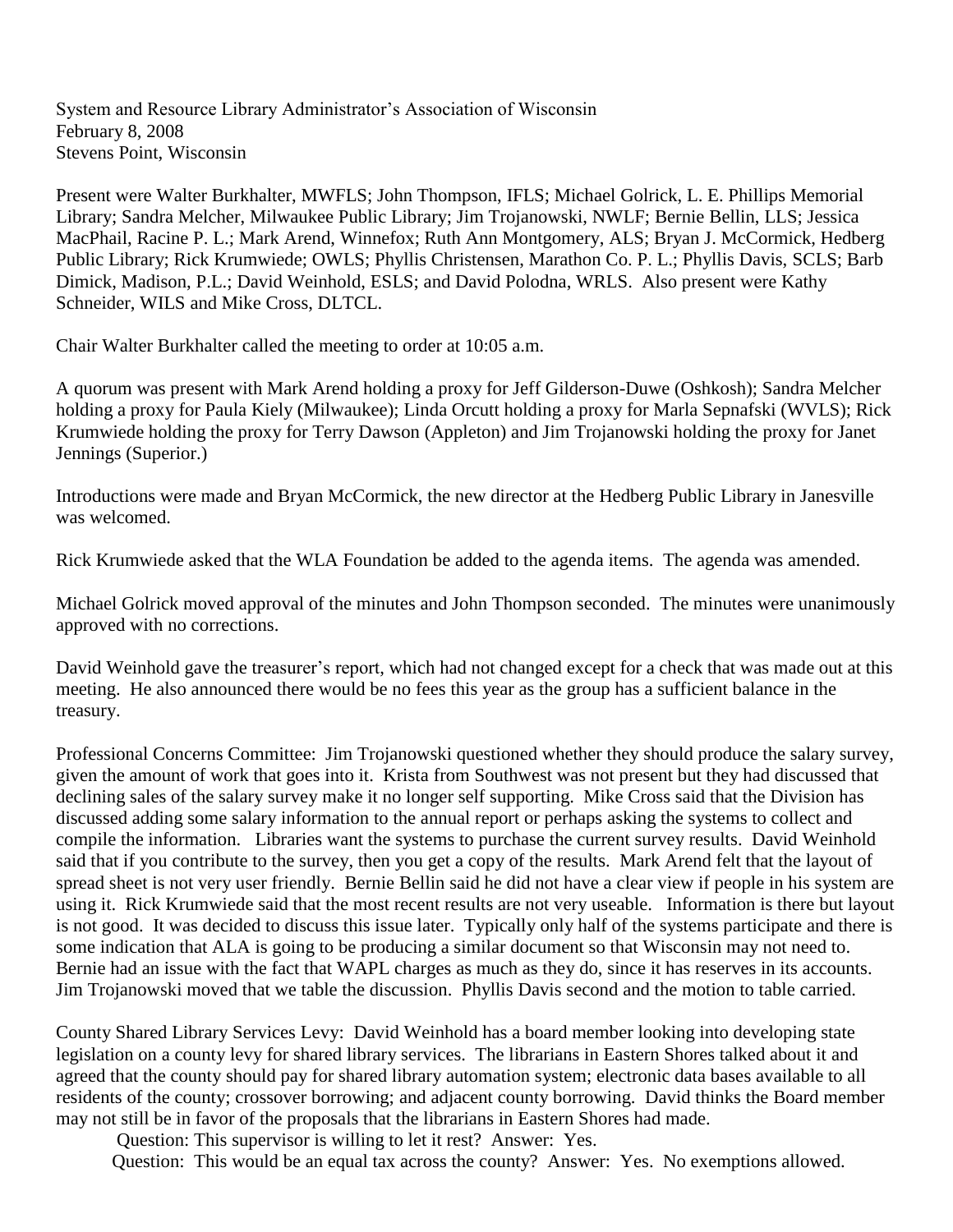System and Resource Library Administrator's Association of Wisconsin
February 8, 2008
Stevens Point, Wisconsin

Present were Walter Burkhalter, MWFLS; John Thompson, IFLS; Michael Golrick, L. E. Phillips Memorial Library; Sandra Melcher, Milwaukee Public Library; Jim Trojanowski, NWLF; Bernie Bellin, LLS; Jessica MacPhail, Racine P. L.; Mark Arend, Winnefox; Ruth Ann Montgomery, ALS; Bryan J. McCormick, Hedberg Public Library; Rick Krumwiede; OWLS; Phyllis Christensen, Marathon Co. P. L.; Phyllis Davis, SCLS; Barb Dimick, Madison, P.L.; David Weinhold, ESLS; and David Polodna, WRLS. Also present were Kathy Schneider, WILS and Mike Cross, DLTCL.

Chair Walter Burkhalter called the meeting to order at 10:05 a.m.

A quorum was present with Mark Arend holding a proxy for Jeff Gilderson-Duwe (Oshkosh); Sandra Melcher holding a proxy for Paula Kiely (Milwaukee); Linda Orcutt holding a proxy for Marla Sepnafski (WVLS); Rick Krumwiede holding the proxy for Terry Dawson (Appleton) and Jim Trojanowski holding the proxy for Janet Jennings (Superior.)

Introductions were made and Bryan McCormick, the new director at the Hedberg Public Library in Janesville was welcomed.

Rick Krumwiede asked that the WLA Foundation be added to the agenda items. The agenda was amended.

Michael Golrick moved approval of the minutes and John Thompson seconded. The minutes were unanimously approved with no corrections.

David Weinhold gave the treasurer's report, which had not changed except for a check that was made out at this meeting. He also announced there would be no fees this year as the group has a sufficient balance in the treasury.

Professional Concerns Committee: Jim Trojanowski questioned whether they should produce the salary survey, given the amount of work that goes into it. Krista from Southwest was not present but they had discussed that declining sales of the salary survey make it no longer self supporting. Mike Cross said that the Division has discussed adding some salary information to the annual report or perhaps asking the systems to collect and compile the information. Libraries want the systems to purchase the current survey results. David Weinhold said that if you contribute to the survey, then you get a copy of the results. Mark Arend felt that the layout of spread sheet is not very user friendly. Bernie Bellin said he did not have a clear view if people in his system are using it. Rick Krumwiede said that the most recent results are not very useable. Information is there but layout is not good. It was decided to discuss this issue later. Typically only half of the systems participate and there is some indication that ALA is going to be producing a similar document so that Wisconsin may not need to. Bernie had an issue with the fact that WAPL charges as much as they do, since it has reserves in its accounts. Jim Trojanowski moved that we table the discussion. Phyllis Davis second and the motion to table carried.

County Shared Library Services Levy: David Weinhold has a board member looking into developing state legislation on a county levy for shared library services. The librarians in Eastern Shores talked about it and agreed that the county should pay for shared library automation system; electronic data bases available to all residents of the county; crossover borrowing; and adjacent county borrowing. David thinks the Board member may not still be in favor of the proposals that the librarians in Eastern Shores had made.

Question: This supervisor is willing to let it rest? Answer: Yes.

Question: This would be an equal tax across the county? Answer: Yes. No exemptions allowed.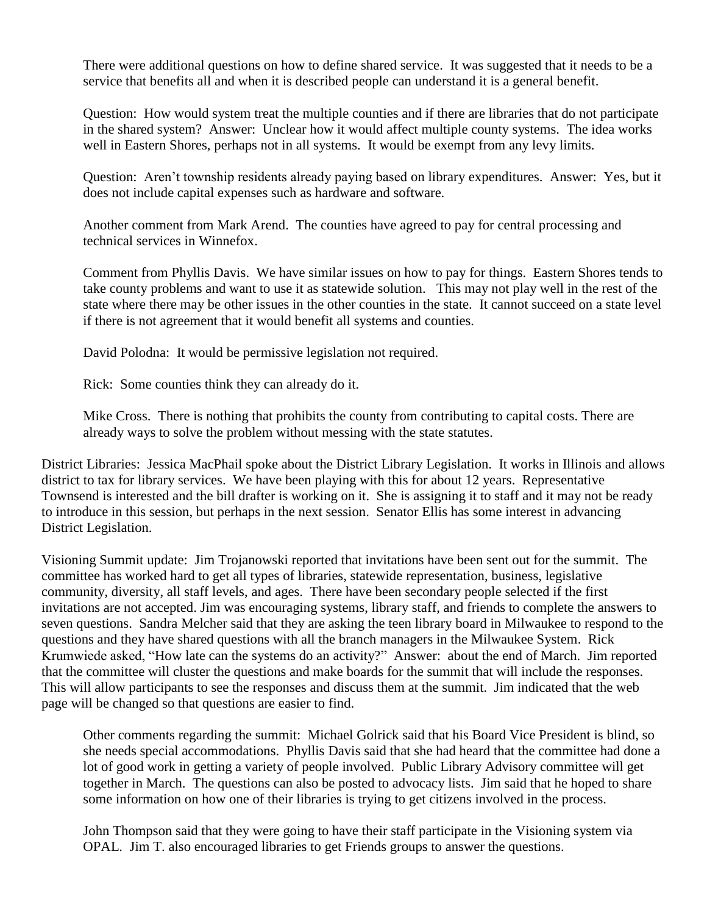There were additional questions on how to define shared service. It was suggested that it needs to be a service that benefits all and when it is described people can understand it is a general benefit.

Question: How would system treat the multiple counties and if there are libraries that do not participate in the shared system? Answer: Unclear how it would affect multiple county systems. The idea works well in Eastern Shores, perhaps not in all systems. It would be exempt from any levy limits.

Question: Aren't township residents already paying based on library expenditures. Answer: Yes, but it does not include capital expenses such as hardware and software.

Another comment from Mark Arend. The counties have agreed to pay for central processing and technical services in Winnefox.

Comment from Phyllis Davis. We have similar issues on how to pay for things. Eastern Shores tends to take county problems and want to use it as statewide solution. This may not play well in the rest of the state where there may be other issues in the other counties in the state. It cannot succeed on a state level if there is not agreement that it would benefit all systems and counties.

David Polodna: It would be permissive legislation not required.

Rick: Some counties think they can already do it.

Mike Cross. There is nothing that prohibits the county from contributing to capital costs. There are already ways to solve the problem without messing with the state statutes.

District Libraries: Jessica MacPhail spoke about the District Library Legislation. It works in Illinois and allows district to tax for library services. We have been playing with this for about 12 years. Representative Townsend is interested and the bill drafter is working on it. She is assigning it to staff and it may not be ready to introduce in this session, but perhaps in the next session. Senator Ellis has some interest in advancing District Legislation.

Visioning Summit update: Jim Trojanowski reported that invitations have been sent out for the summit. The committee has worked hard to get all types of libraries, statewide representation, business, legislative community, diversity, all staff levels, and ages. There have been secondary people selected if the first invitations are not accepted. Jim was encouraging systems, library staff, and friends to complete the answers to seven questions. Sandra Melcher said that they are asking the teen library board in Milwaukee to respond to the questions and they have shared questions with all the branch managers in the Milwaukee System. Rick Krumwiede asked, "How late can the systems do an activity?" Answer: about the end of March. Jim reported that the committee will cluster the questions and make boards for the summit that will include the responses. This will allow participants to see the responses and discuss them at the summit. Jim indicated that the web page will be changed so that questions are easier to find.

Other comments regarding the summit: Michael Golrick said that his Board Vice President is blind, so she needs special accommodations. Phyllis Davis said that she had heard that the committee had done a lot of good work in getting a variety of people involved. Public Library Advisory committee will get together in March. The questions can also be posted to advocacy lists. Jim said that he hoped to share some information on how one of their libraries is trying to get citizens involved in the process.

John Thompson said that they were going to have their staff participate in the Visioning system via OPAL. Jim T. also encouraged libraries to get Friends groups to answer the questions.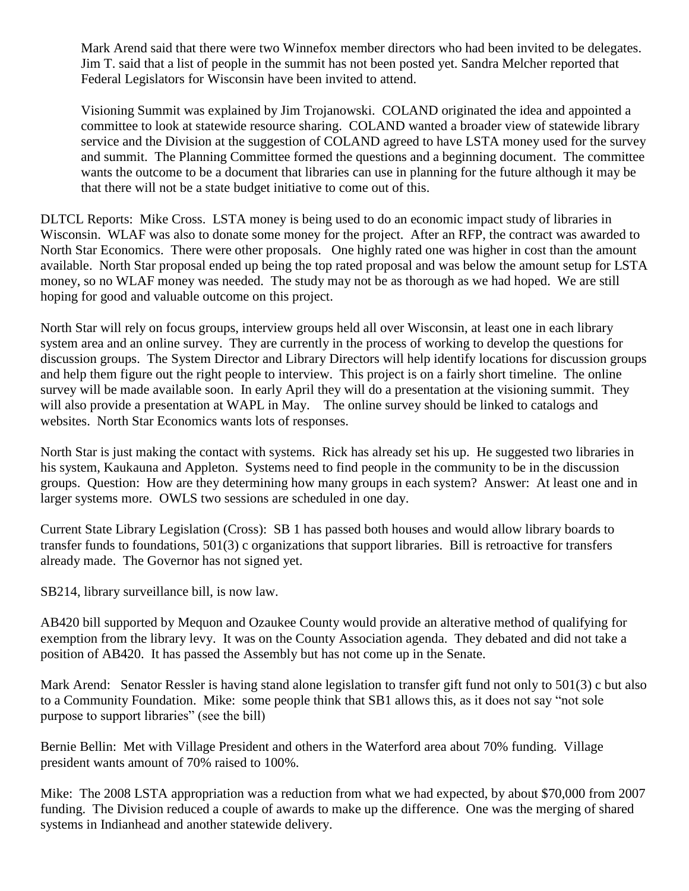Mark Arend said that there were two Winnefox member directors who had been invited to be delegates. Jim T. said that a list of people in the summit has not been posted yet. Sandra Melcher reported that Federal Legislators for Wisconsin have been invited to attend.

Visioning Summit was explained by Jim Trojanowski. COLAND originated the idea and appointed a committee to look at statewide resource sharing. COLAND wanted a broader view of statewide library service and the Division at the suggestion of COLAND agreed to have LSTA money used for the survey and summit. The Planning Committee formed the questions and a beginning document. The committee wants the outcome to be a document that libraries can use in planning for the future although it may be that there will not be a state budget initiative to come out of this.

DLTCL Reports: Mike Cross. LSTA money is being used to do an economic impact study of libraries in Wisconsin. WLAF was also to donate some money for the project. After an RFP, the contract was awarded to North Star Economics. There were other proposals. One highly rated one was higher in cost than the amount available. North Star proposal ended up being the top rated proposal and was below the amount setup for LSTA money, so no WLAF money was needed. The study may not be as thorough as we had hoped. We are still hoping for good and valuable outcome on this project.

North Star will rely on focus groups, interview groups held all over Wisconsin, at least one in each library system area and an online survey. They are currently in the process of working to develop the questions for discussion groups. The System Director and Library Directors will help identify locations for discussion groups and help them figure out the right people to interview. This project is on a fairly short timeline. The online survey will be made available soon. In early April they will do a presentation at the visioning summit. They will also provide a presentation at WAPL in May. The online survey should be linked to catalogs and websites. North Star Economics wants lots of responses.

North Star is just making the contact with systems. Rick has already set his up. He suggested two libraries in his system, Kaukauna and Appleton. Systems need to find people in the community to be in the discussion groups. Question: How are they determining how many groups in each system? Answer: At least one and in larger systems more. OWLS two sessions are scheduled in one day.

Current State Library Legislation (Cross): SB 1 has passed both houses and would allow library boards to transfer funds to foundations, 501(3) c organizations that support libraries. Bill is retroactive for transfers already made. The Governor has not signed yet.

SB214, library surveillance bill, is now law.

AB420 bill supported by Mequon and Ozaukee County would provide an alterative method of qualifying for exemption from the library levy. It was on the County Association agenda. They debated and did not take a position of AB420. It has passed the Assembly but has not come up in the Senate.

Mark Arend: Senator Ressler is having stand alone legislation to transfer gift fund not only to 501(3) c but also to a Community Foundation. Mike: some people think that SB1 allows this, as it does not say "not sole purpose to support libraries" (see the bill)

Bernie Bellin: Met with Village President and others in the Waterford area about 70% funding. Village president wants amount of 70% raised to 100%.

Mike: The 2008 LSTA appropriation was a reduction from what we had expected, by about $70,000 from 2007 funding. The Division reduced a couple of awards to make up the difference. One was the merging of shared systems in Indianhead and another statewide delivery.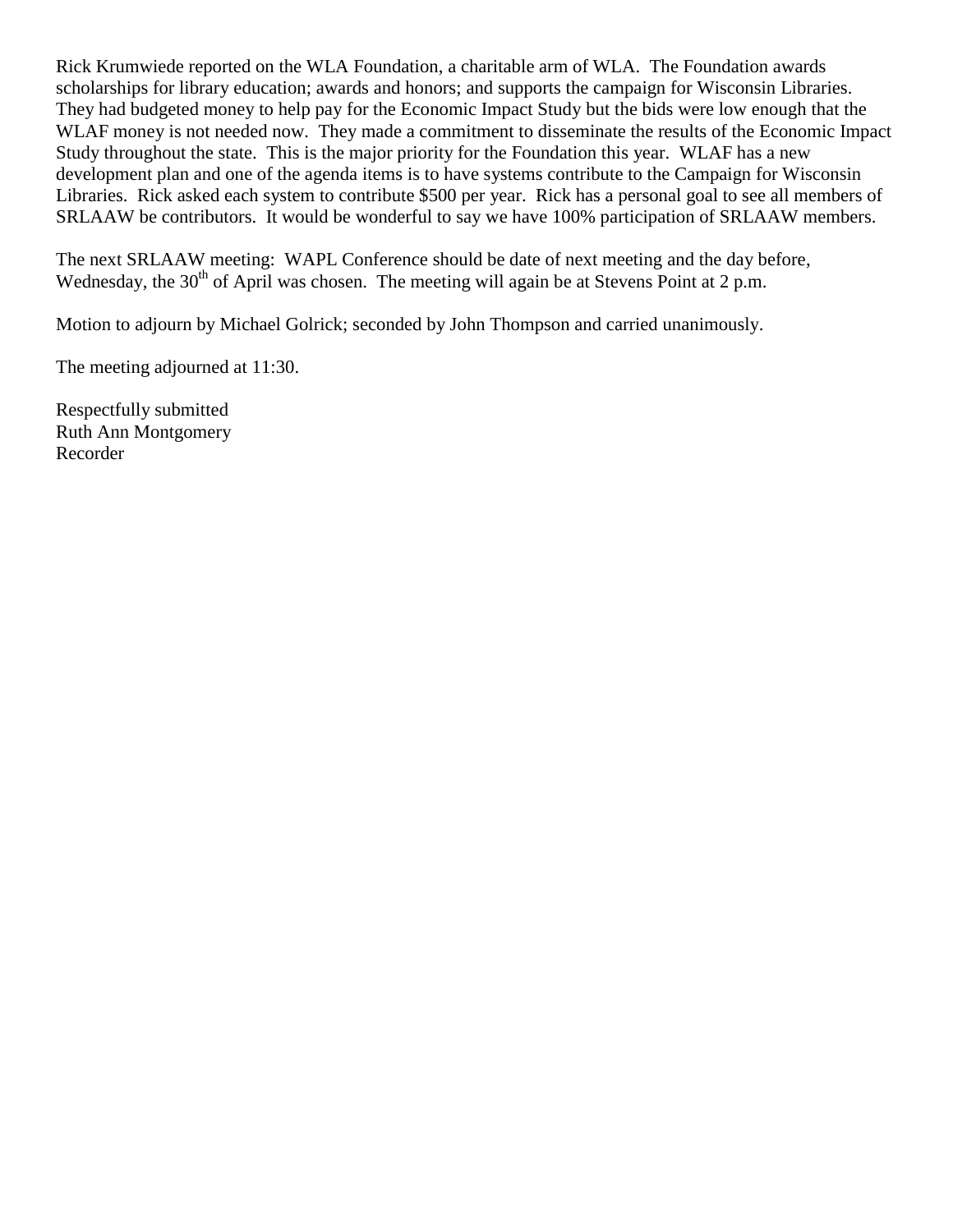Rick Krumwiede reported on the WLA Foundation, a charitable arm of WLA. The Foundation awards scholarships for library education; awards and honors; and supports the campaign for Wisconsin Libraries. They had budgeted money to help pay for the Economic Impact Study but the bids were low enough that the WLAF money is not needed now. They made a commitment to disseminate the results of the Economic Impact Study throughout the state. This is the major priority for the Foundation this year. WLAF has a new development plan and one of the agenda items is to have systems contribute to the Campaign for Wisconsin Libraries. Rick asked each system to contribute $500 per year. Rick has a personal goal to see all members of SRLAAW be contributors. It would be wonderful to say we have 100% participation of SRLAAW members.

The next SRLAAW meeting: WAPL Conference should be date of next meeting and the day before, Wednesday, the 30th of April was chosen. The meeting will again be at Stevens Point at 2 p.m.

Motion to adjourn by Michael Golrick; seconded by John Thompson and carried unanimously.

The meeting adjourned at 11:30.

Respectfully submitted
Ruth Ann Montgomery
Recorder